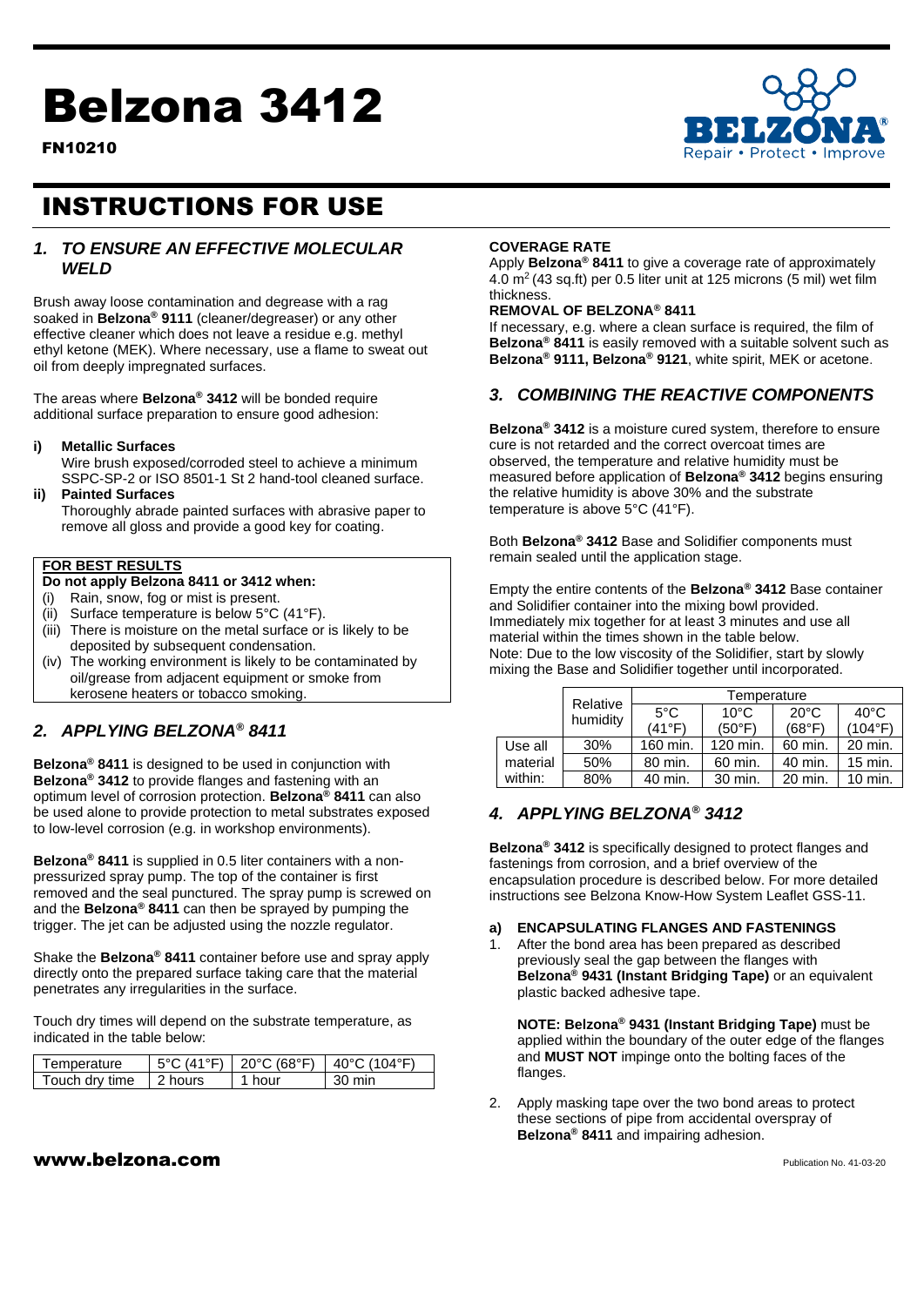# Belzona 3412

**FN10210**

## INSTRUCTIONS FOR USE

### *1. TO ENSURE AN EFFECTIVE MOLECULAR WELD*

Brush away loose contamination and degrease with a rag soaked in **Belzona® 9111** (cleaner/degreaser) or any other effective cleaner which does not leave a residue e.g. methyl ethyl ketone (MEK). Where necessary, use a flame to sweat out oil from deeply impregnated surfaces.

The areas where **Belzona® 3412** will be bonded require additional surface preparation to ensure good adhesion:

**i) Metallic Surfaces**
Wire brush exposed/corroded steel to achieve a minimum SSPC-SP-2 or ISO 8501-1 St 2 hand-tool cleaned surface.

**ii) Painted Surfaces**
Thoroughly abrade painted surfaces with abrasive paper to remove all gloss and provide a good key for coating.

**FOR BEST RESULTS**

**Do not apply Belzona 8411 or 3412 when:**

(i) Rain, snow, fog or mist is present.
(ii) Surface temperature is below 5°C (41°F).
(iii) There is moisture on the metal surface or is likely to be deposited by subsequent condensation.
(iv) The working environment is likely to be contaminated by oil/grease from adjacent equipment or smoke from kerosene heaters or tobacco smoking.

### *2. APPLYING BELZONA® 8411*

**Belzona® 8411** is designed to be used in conjunction with **Belzona® 3412** to provide flanges and fastening with an optimum level of corrosion protection. **Belzona® 8411** can also be used alone to provide protection to metal substrates exposed to low-level corrosion (e.g. in workshop environments).

**Belzona® 8411** is supplied in 0.5 liter containers with a non-pressurized spray pump. The top of the container is first removed and the seal punctured. The spray pump is screwed on and the **Belzona® 8411** can then be sprayed by pumping the trigger. The jet can be adjusted using the nozzle regulator.

Shake the **Belzona® 8411** container before use and spray apply directly onto the prepared surface taking care that the material penetrates any irregularities in the surface.

Touch dry times will depend on the substrate temperature, as indicated in the table below:

| Temperature | 5°C (41°F) | 20°C (68°F) | 40°C (104°F) |
|---|---|---|---|
| Touch dry time | 2 hours | 1 hour | 30 min |

**COVERAGE RATE**

Apply **Belzona® 8411** to give a coverage rate of approximately 4.0 $m^2$ (43 sq.ft) per 0.5 liter unit at 125 microns (5 mil) wet film thickness.

**REMOVAL OF BELZONA® 8411**

If necessary, e.g. where a clean surface is required, the film of **Belzona® 8411** is easily removed with a suitable solvent such as **Belzona® 9111, Belzona® 9121**, white spirit, MEK or acetone.

### *3. COMBINING THE REACTIVE COMPONENTS*

**Belzona® 3412** is a moisture cured system, therefore to ensure cure is not retarded and the correct overcoat times are observed, the temperature and relative humidity must be measured before application of **Belzona® 3412** begins ensuring the relative humidity is above 30% and the substrate temperature is above 5°C (41°F).

Both **Belzona® 3412** Base and Solidifier components must remain sealed until the application stage.

Empty the entire contents of the **Belzona® 3412** Base container and Solidifier container into the mixing bowl provided. Immediately mix together for at least 3 minutes and use all material within the times shown in the table below.
Note: Due to the low viscosity of the Solidifier, start by slowly mixing the Base and Solidifier together until incorporated.

| | Relative humidity | Temperature | | | |
|---|---|---|---|---|---|
| | | 5°C (41°F) | 10°C (50°F) | 20°C (68°F) | 40°C (104°F) |
| Use all material within: | 30% | 160 min. | 120 min. | 60 min. | 20 min. |
| | 50% | 80 min. | 60 min. | 40 min. | 15 min. |
| | 80% | 40 min. | 30 min. | 20 min. | 10 min. |

### *4. APPLYING BELZONA® 3412*

**Belzona® 3412** is specifically designed to protect flanges and fastenings from corrosion, and a brief overview of the encapsulation procedure is described below. For more detailed instructions see Belzona Know-How System Leaflet GSS-11.

**a) ENCAPSULATING FLANGES AND FASTENINGS**

1. After the bond area has been prepared as described previously seal the gap between the flanges with **Belzona® 9431 (Instant Bridging Tape)** or an equivalent plastic backed adhesive tape.

   **NOTE: Belzona® 9431 (Instant Bridging Tape)** must be applied within the boundary of the outer edge of the flanges and **MUST NOT** impinge onto the bolting faces of the flanges.

2. Apply masking tape over the two bond areas to protect these sections of pipe from accidental overspray of **Belzona® 8411** and impairing adhesion.

**www.belzona.com**

Publication No. 41-03-20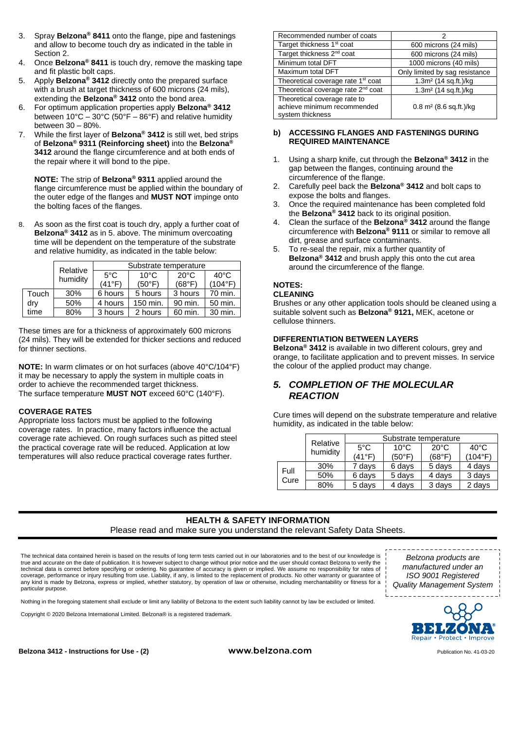3. Spray **Belzona® 8411** onto the flange, pipe and fastenings and allow to become touch dry as indicated in the table in Section 2.
4. Once **Belzona® 8411** is touch dry, remove the masking tape and fit plastic bolt caps.
5. Apply **Belzona® 3412** directly onto the prepared surface with a brush at target thickness of 600 microns (24 mils), extending the **Belzona® 3412** onto the bond area.
6. For optimum application properties apply **Belzona® 3412** between 10°C – 30°C (50°F – 86°F) and relative humidity between 30 – 80%.
7. While the first layer of **Belzona® 3412** is still wet, bed strips of **Belzona® 9311 (Reinforcing sheet)** into the **Belzona® 3412** around the flange circumference and at both ends of the repair where it will bond to the pipe.

   **NOTE:** The strip of **Belzona® 9311** applied around the flange circumference must be applied within the boundary of the outer edge of the flanges and **MUST NOT** impinge onto the bolting faces of the flanges.

8. As soon as the first coat is touch dry, apply a further coat of **Belzona® 3412** as in 5. above. The minimum overcoating time will be dependent on the temperature of the substrate and relative humidity, as indicated in the table below:

| | Relative humidity | Substrate temperature | | | |
|---|---|---|---|---|---|
| | | 5°C (41°F) | 10°C (50°F) | 20°C (68°F) | 40°C (104°F) |
| Touch dry time | 30% | 6 hours | 5 hours | 3 hours | 70 min. |
| | 50% | 4 hours | 150 min. | 90 min. | 50 min. |
| | 80% | 3 hours | 2 hours | 60 min. | 30 min. |

These times are for a thickness of approximately 600 microns (24 mils). They will be extended for thicker sections and reduced for thinner sections.

**NOTE:** In warm climates or on hot surfaces (above 40°C/104°F) it may be necessary to apply the system in multiple coats in order to achieve the recommended target thickness.
The surface temperature **MUST NOT** exceed 60°C (140°F).

**COVERAGE RATES**

Appropriate loss factors must be applied to the following coverage rates. In practice, many factors influence the actual coverage rate achieved. On rough surfaces such as pitted steel the practical coverage rate will be reduced. Application at low temperatures will also reduce practical coverage rates further.

| | |
|---|---|
| Recommended number of coats | 2 |
| Target thickness 1st coat | 600 microns (24 mils) |
| Target thickness 2nd coat | 600 microns (24 mils) |
| Minimum total DFT | 1000 microns (40 mils) |
| Maximum total DFT | Only limited by sag resistance |
| Theoretical coverage rate 1st coat | 1.3m² (14 sq.ft.)/kg |
| Theoretical coverage rate 2nd coat | 1.3m² (14 sq.ft.)/kg |
| Theoretical coverage rate to achieve minimum recommended system thickness | 0.8 m² (8.6 sq.ft.)/kg |

**b) ACCESSING FLANGES AND FASTENINGS DURING REQUIRED MAINTENANCE**

1. Using a sharp knife, cut through the **Belzona® 3412** in the gap between the flanges, continuing around the circumference of the flange.
2. Carefully peel back the **Belzona® 3412** and bolt caps to expose the bolts and flanges.
3. Once the required maintenance has been completed fold the **Belzona® 3412** back to its original position.
4. Clean the surface of the **Belzona® 3412** around the flange circumference with **Belzona® 9111** or similar to remove all dirt, grease and surface contaminants.
5. To re-seal the repair, mix a further quantity of **Belzona® 3412** and brush apply this onto the cut area around the circumference of the flange.

**NOTES:**

**CLEANING**

Brushes or any other application tools should be cleaned using a suitable solvent such as **Belzona® 9121,** MEK, acetone or cellulose thinners.

**DIFFERENTIATION BETWEEN LAYERS**

**Belzona® 3412** is available in two different colours, grey and orange, to facilitate application and to prevent misses. In service the colour of the applied product may change.

## *5. COMPLETION OF THE MOLECULAR REACTION*

Cure times will depend on the substrate temperature and relative humidity, as indicated in the table below:

| | Relative humidity | Substrate temperature | | | |
|---|---|---|---|---|---|
| | | 5°C (41°F) | 10°C (50°F) | 20°C (68°F) | 40°C (104°F) |
| Full Cure | 30% | 7 days | 6 days | 5 days | 4 days |
| | 50% | 6 days | 5 days | 4 days | 3 days |
| | 80% | 5 days | 4 days | 3 days | 2 days |

**HEALTH & SAFETY INFORMATION**

Please read and make sure you understand the relevant Safety Data Sheets.

The technical data contained herein is based on the results of long term tests carried out in our laboratories and to the best of our knowledge is true and accurate on the date of publication. It is however subject to change without prior notice and the user should contact Belzona to verify the technical data is correct before specifying or ordering. No guarantee of accuracy is given or implied. We assume no responsibility for rates of coverage, performance or injury resulting from use. Liability, if any, is limited to the replacement of products. No other warranty or guarantee of any kind is made by Belzona, express or implied, whether statutory, by operation of law or otherwise, including merchantability or fitness for a particular purpose.

Nothing in the foregoing statement shall exclude or limit any liability of Belzona to the extent such liability cannot by law be excluded or limited.

Copyright © 2020 Belzona International Limited. Belzona® is a registered trademark.

*Belzona products are manufactured under an ISO 9001 Registered Quality Management System*

BELZONA® Repair • Protect • Improve

Belzona 3412 - Instructions for Use - (2) www.belzona.com Publication No. 41-03-20